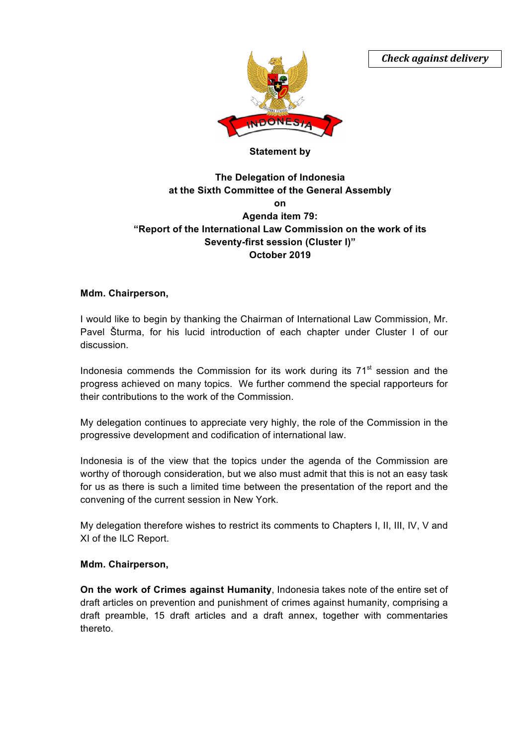*Check against delivery*

**Statement by**

**The Delegation of Indonesia**
**at the Sixth Committee of the General Assembly**
**on**
**Agenda item 79:**
**"Report of the International Law Commission on the work of its Seventy-first session (Cluster I)"**
**October 2019**

**Mdm. Chairperson,**

I would like to begin by thanking the Chairman of International Law Commission, Mr. Pavel Šturma, for his lucid introduction of each chapter under Cluster I of our discussion.

Indonesia commends the Commission for its work during its 71st session and the progress achieved on many topics. We further commend the special rapporteurs for their contributions to the work of the Commission.

My delegation continues to appreciate very highly, the role of the Commission in the progressive development and codification of international law.

Indonesia is of the view that the topics under the agenda of the Commission are worthy of thorough consideration, but we also must admit that this is not an easy task for us as there is such a limited time between the presentation of the report and the convening of the current session in New York.

My delegation therefore wishes to restrict its comments to Chapters I, II, III, IV, V and XI of the ILC Report.

**Mdm. Chairperson,**

**On the work of Crimes against Humanity**, Indonesia takes note of the entire set of draft articles on prevention and punishment of crimes against humanity, comprising a draft preamble, 15 draft articles and a draft annex, together with commentaries thereto.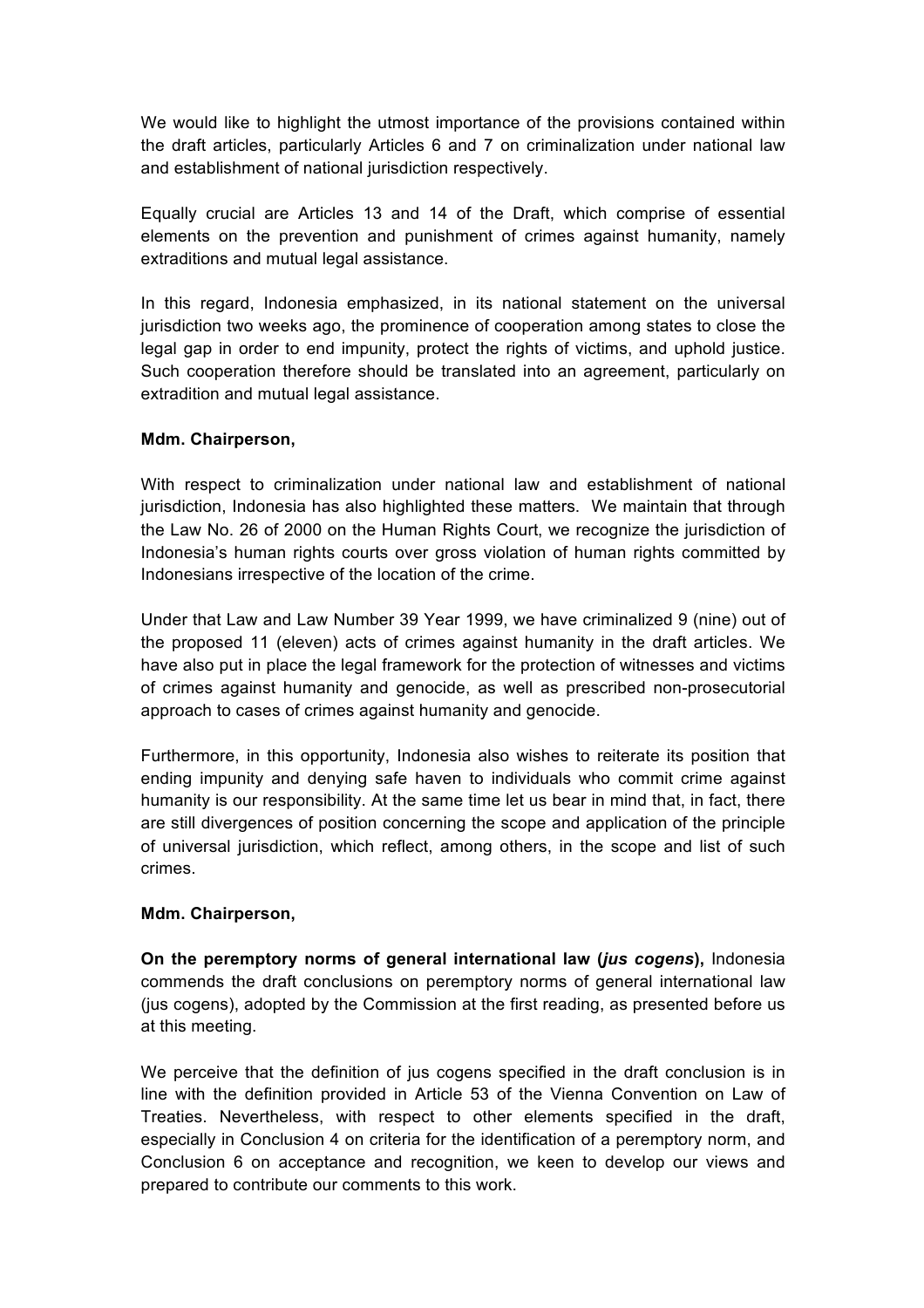We would like to highlight the utmost importance of the provisions contained within the draft articles, particularly Articles 6 and 7 on criminalization under national law and establishment of national jurisdiction respectively.

Equally crucial are Articles 13 and 14 of the Draft, which comprise of essential elements on the prevention and punishment of crimes against humanity, namely extraditions and mutual legal assistance.

In this regard, Indonesia emphasized, in its national statement on the universal jurisdiction two weeks ago, the prominence of cooperation among states to close the legal gap in order to end impunity, protect the rights of victims, and uphold justice. Such cooperation therefore should be translated into an agreement, particularly on extradition and mutual legal assistance.

**Mdm. Chairperson,**

With respect to criminalization under national law and establishment of national jurisdiction, Indonesia has also highlighted these matters. We maintain that through the Law No. 26 of 2000 on the Human Rights Court, we recognize the jurisdiction of Indonesia's human rights courts over gross violation of human rights committed by Indonesians irrespective of the location of the crime.

Under that Law and Law Number 39 Year 1999, we have criminalized 9 (nine) out of the proposed 11 (eleven) acts of crimes against humanity in the draft articles. We have also put in place the legal framework for the protection of witnesses and victims of crimes against humanity and genocide, as well as prescribed non-prosecutorial approach to cases of crimes against humanity and genocide.

Furthermore, in this opportunity, Indonesia also wishes to reiterate its position that ending impunity and denying safe haven to individuals who commit crime against humanity is our responsibility. At the same time let us bear in mind that, in fact, there are still divergences of position concerning the scope and application of the principle of universal jurisdiction, which reflect, among others, in the scope and list of such crimes.

**Mdm. Chairperson,**

**On the peremptory norms of general international law (*jus cogens*),** Indonesia commends the draft conclusions on peremptory norms of general international law (jus cogens), adopted by the Commission at the first reading, as presented before us at this meeting.

We perceive that the definition of jus cogens specified in the draft conclusion is in line with the definition provided in Article 53 of the Vienna Convention on Law of Treaties. Nevertheless, with respect to other elements specified in the draft, especially in Conclusion 4 on criteria for the identification of a peremptory norm, and Conclusion 6 on acceptance and recognition, we keen to develop our views and prepared to contribute our comments to this work.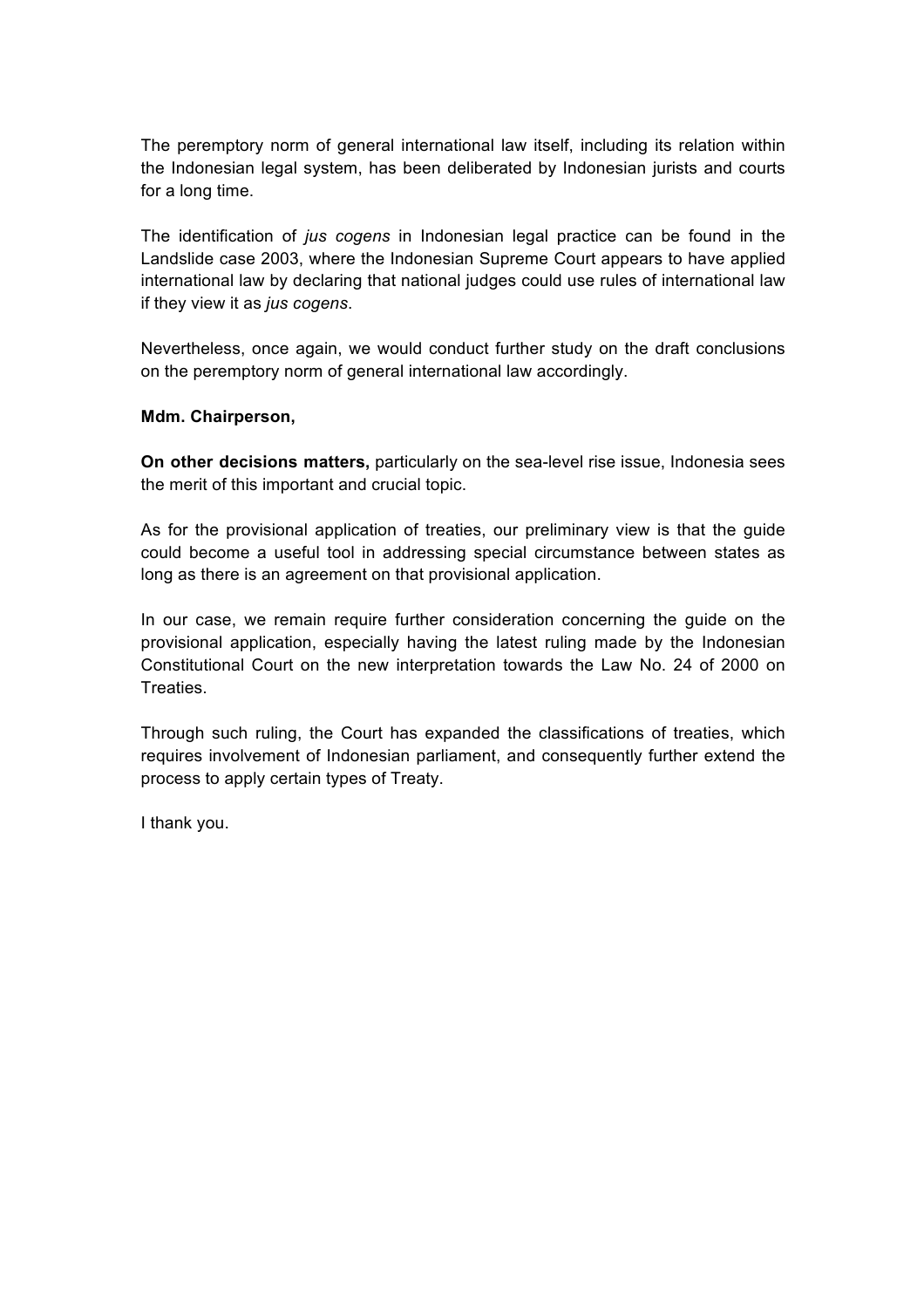The peremptory norm of general international law itself, including its relation within the Indonesian legal system, has been deliberated by Indonesian jurists and courts for a long time.

The identification of *jus cogens* in Indonesian legal practice can be found in the Landslide case 2003, where the Indonesian Supreme Court appears to have applied international law by declaring that national judges could use rules of international law if they view it as *jus cogens*.

Nevertheless, once again, we would conduct further study on the draft conclusions on the peremptory norm of general international law accordingly.

**Mdm. Chairperson,**

**On other decisions matters,** particularly on the sea-level rise issue, Indonesia sees the merit of this important and crucial topic.

As for the provisional application of treaties, our preliminary view is that the guide could become a useful tool in addressing special circumstance between states as long as there is an agreement on that provisional application.

In our case, we remain require further consideration concerning the guide on the provisional application, especially having the latest ruling made by the Indonesian Constitutional Court on the new interpretation towards the Law No. 24 of 2000 on Treaties.

Through such ruling, the Court has expanded the classifications of treaties, which requires involvement of Indonesian parliament, and consequently further extend the process to apply certain types of Treaty.

I thank you.